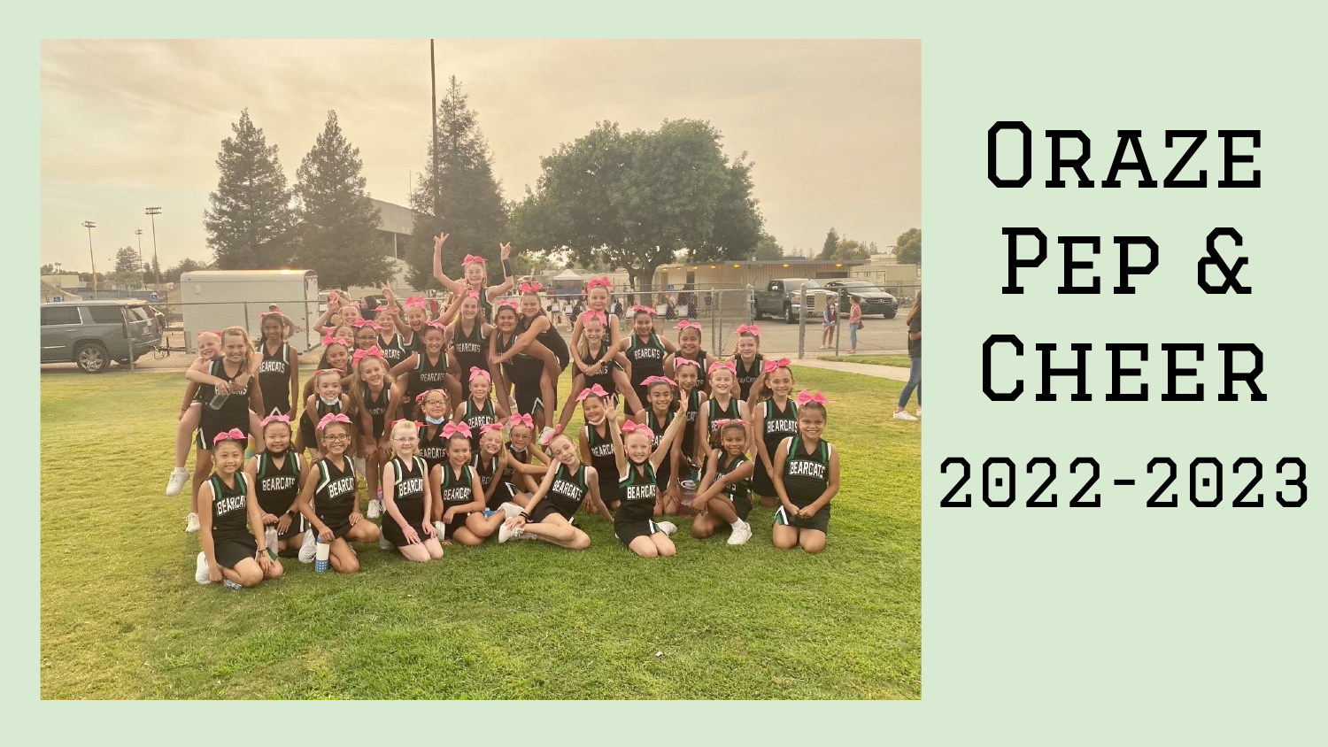# Oraze Pep & Cheer 2022-2023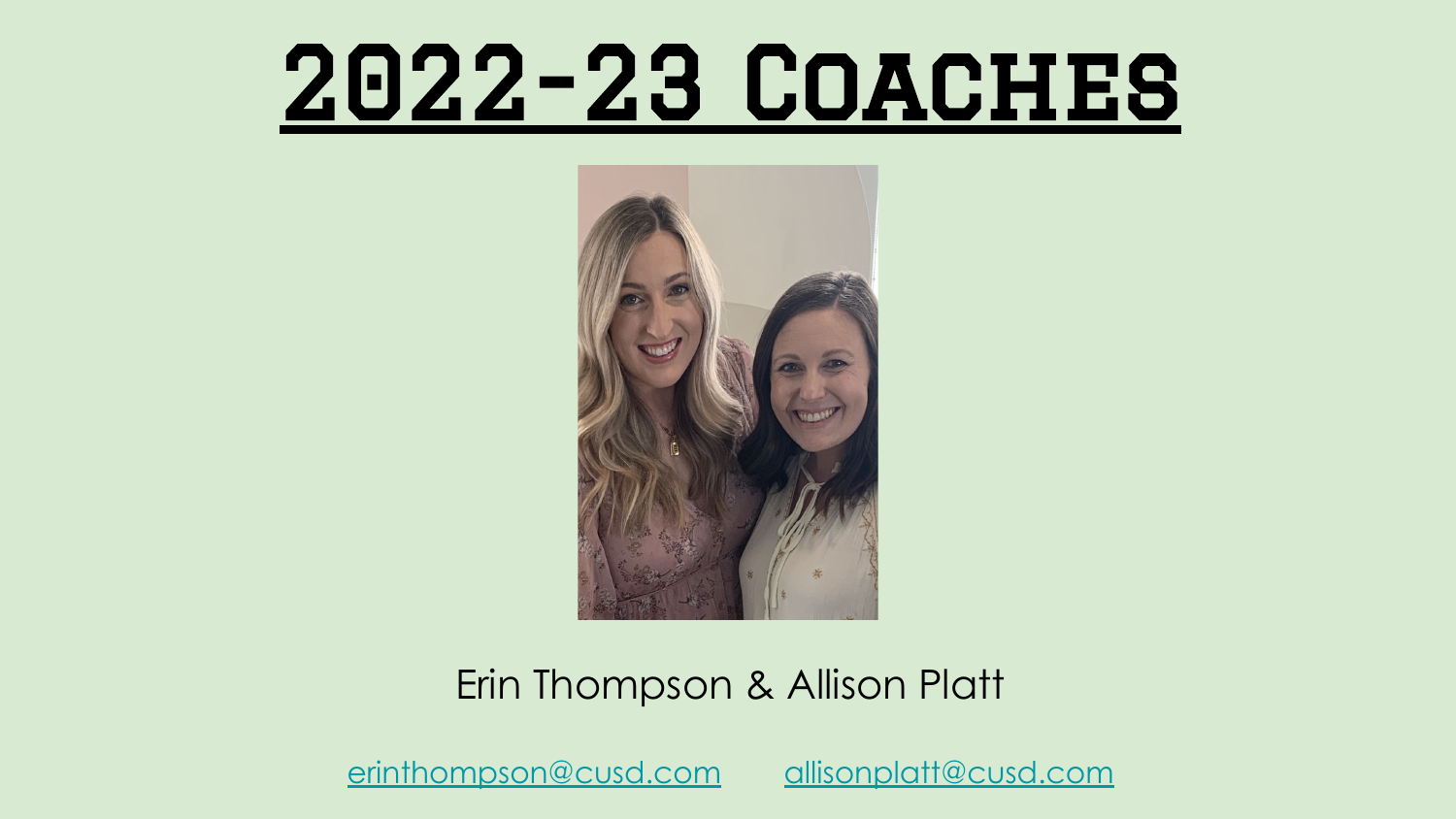# 2022-23 Coaches

Erin Thompson & Allison Platt

erinthompson@cusd.com allisonplatt@cusd.com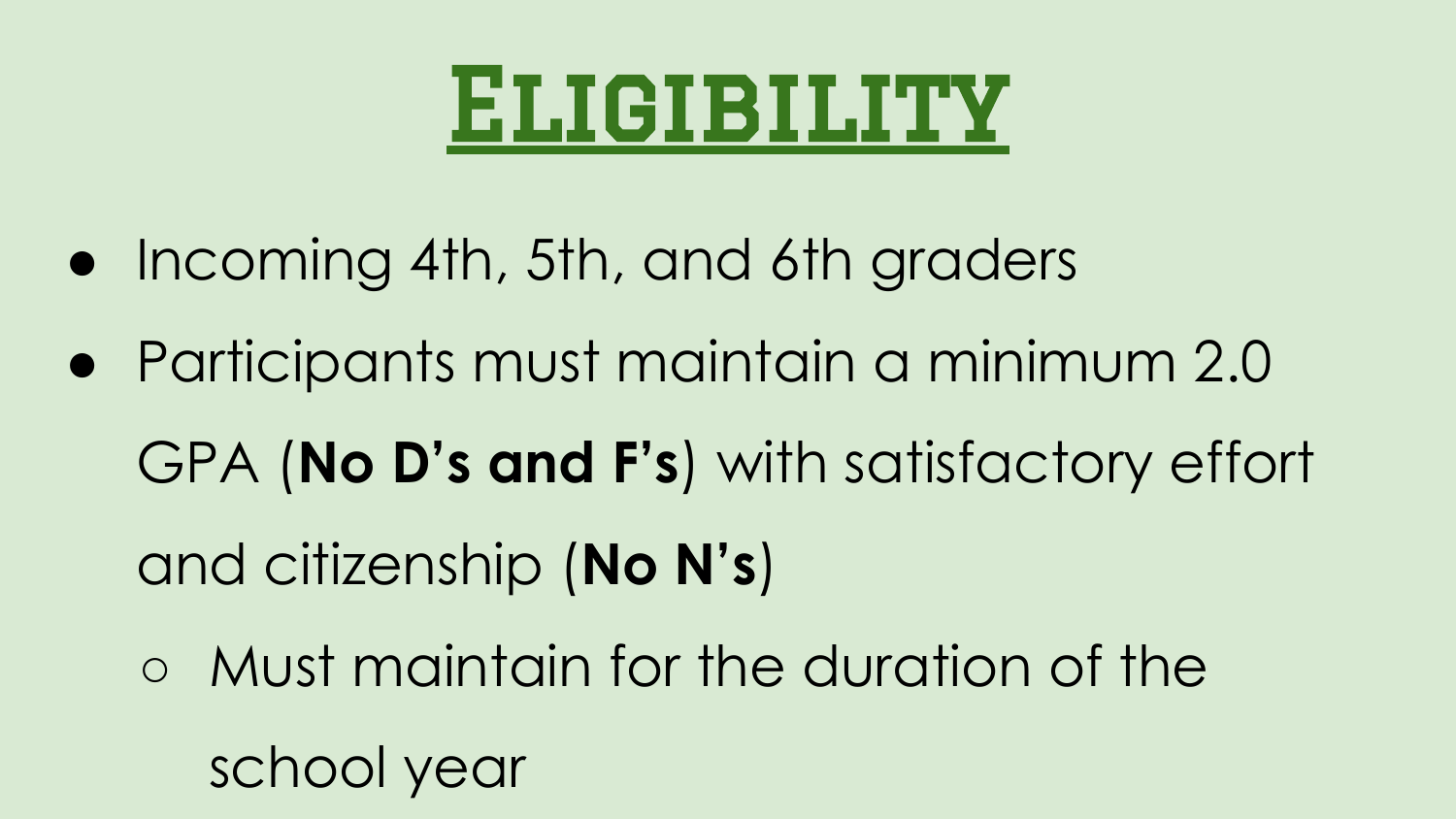# Eligibility

- Incoming 4th, 5th, and 6th graders
- Participants must maintain a minimum 2.0 GPA (**No D's and F's**) with satisfactory effort and citizenship (**No N's**)
  - Must maintain for the duration of the school year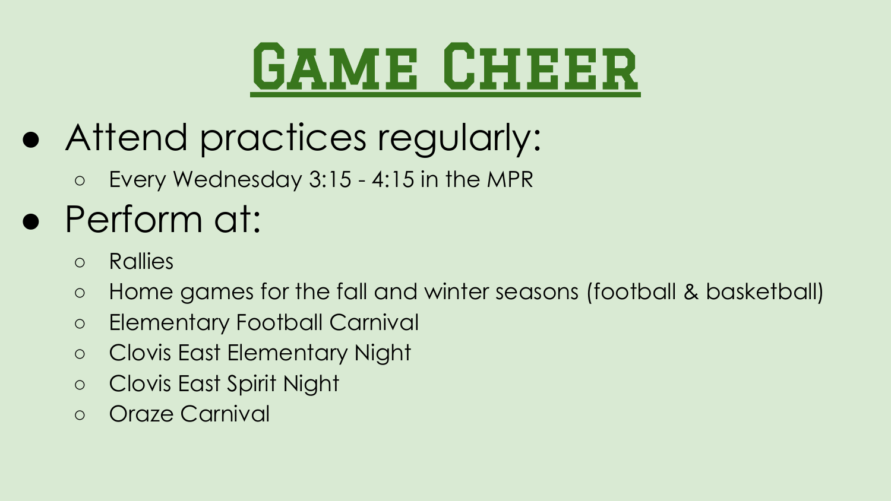# Game Cheer

- Attend practices regularly:
  - Every Wednesday 3:15 - 4:15 in the MPR
- Perform at:
  - Rallies
  - Home games for the fall and winter seasons (football & basketball)
  - Elementary Football Carnival
  - Clovis East Elementary Night
  - Clovis East Spirit Night
  - Oraze Carnival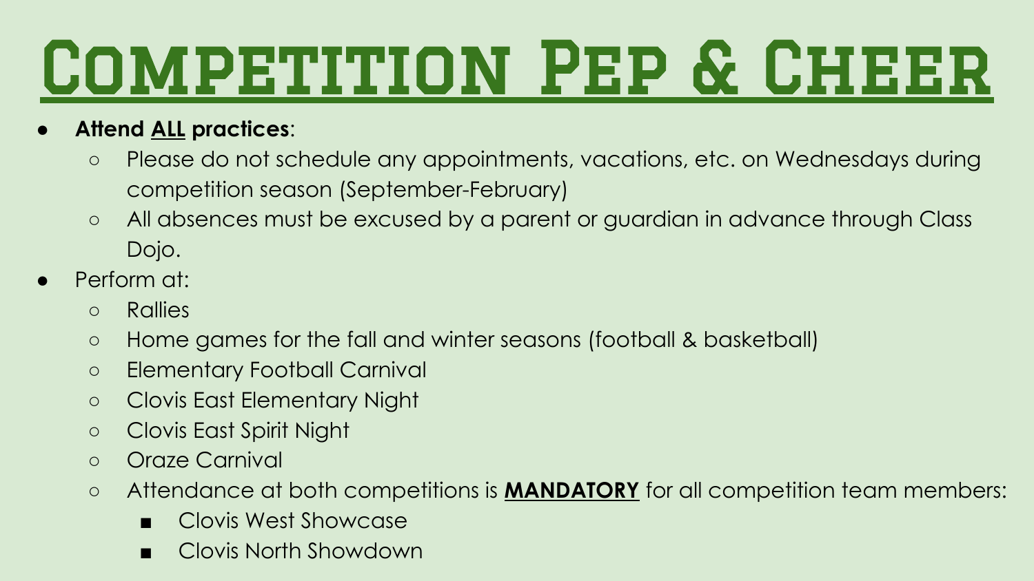# Competition Pep & Cheer

- **Attend ALL practices**:
  - Please do not schedule any appointments, vacations, etc. on Wednesdays during competition season (September-February)
  - All absences must be excused by a parent or guardian in advance through Class Dojo.
- Perform at:
  - Rallies
  - Home games for the fall and winter seasons (football & basketball)
  - Elementary Football Carnival
  - Clovis East Elementary Night
  - Clovis East Spirit Night
  - Oraze Carnival
  - Attendance at both competitions is **MANDATORY** for all competition team members:
    - Clovis West Showcase
    - Clovis North Showdown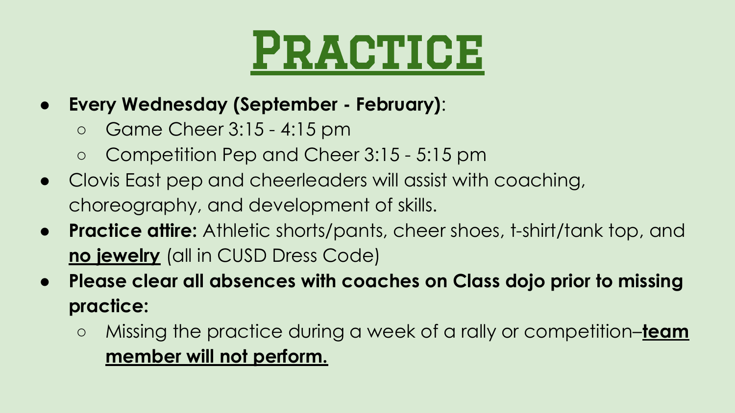# Practice

- **Every Wednesday (September - February)**:
  - Game Cheer 3:15 - 4:15 pm
  - Competition Pep and Cheer 3:15 - 5:15 pm
- Clovis East pep and cheerleaders will assist with coaching, choreography, and development of skills.
- **Practice attire:** Athletic shorts/pants, cheer shoes, t-shirt/tank top, and **<u>no jewelry</u>** (all in CUSD Dress Code)
- **Please clear all absences with coaches on Class dojo prior to missing practice:**
  - Missing the practice during a week of a rally or competition–**<u>team member will not perform.</u>**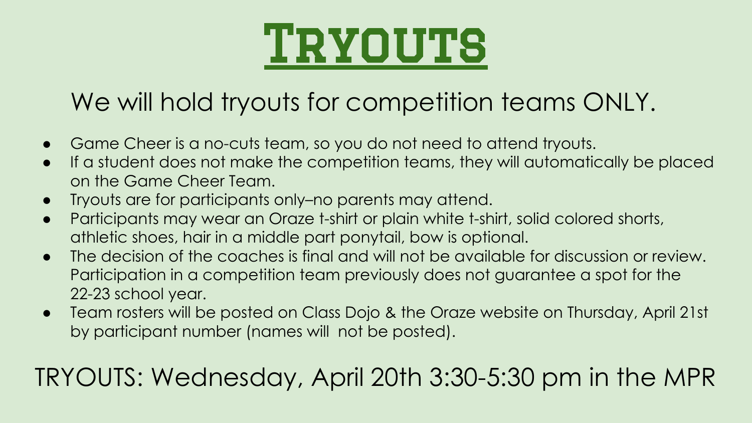# Tryouts

## We will hold tryouts for competition teams ONLY.

- Game Cheer is a no-cuts team, so you do not need to attend tryouts.
- If a student does not make the competition teams, they will automatically be placed on the Game Cheer Team.
- Tryouts are for participants only–no parents may attend.
- Participants may wear an Oraze t-shirt or plain white t-shirt, solid colored shorts, athletic shoes, hair in a middle part ponytail, bow is optional.
- The decision of the coaches is final and will not be available for discussion or review. Participation in a competition team previously does not guarantee a spot for the 22-23 school year.
- Team rosters will be posted on Class Dojo & the Oraze website on Thursday, April 21st by participant number (names will not be posted).

## TRYOUTS: Wednesday, April 20th 3:30-5:30 pm in the MPR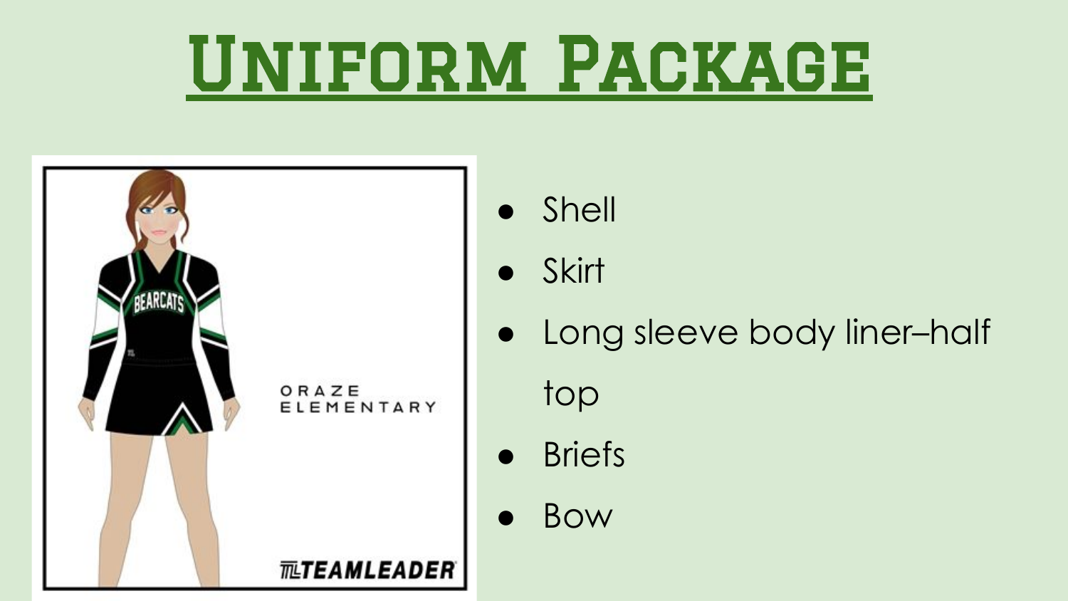# Uniform Package

- Shell
- Skirt
- Long sleeve body liner–half top
- Briefs
- Bow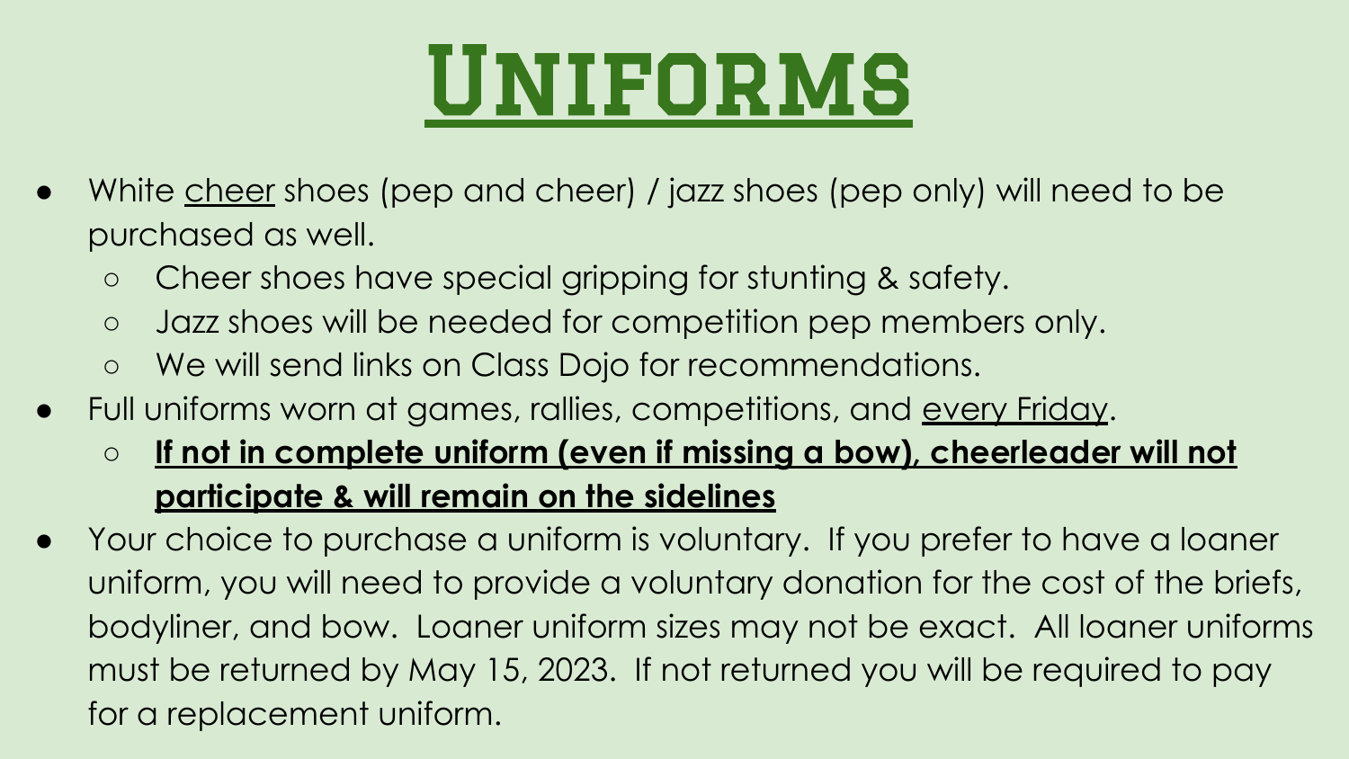# Uniforms

- White <u>cheer</u> shoes (pep and cheer) / jazz shoes (pep only) will need to be purchased as well.
  - Cheer shoes have special gripping for stunting & safety.
  - Jazz shoes will be needed for competition pep members only.
  - We will send links on Class Dojo for recommendations.
- Full uniforms worn at games, rallies, competitions, and <u>every Friday</u>.
  - <u>**If not in complete uniform (even if missing a bow), cheerleader will not participate & will remain on the sidelines**</u>
- Your choice to purchase a uniform is voluntary. If you prefer to have a loaner uniform, you will need to provide a voluntary donation for the cost of the briefs, bodyliner, and bow. Loaner uniform sizes may not be exact. All loaner uniforms must be returned by May 15, 2023. If not returned you will be required to pay for a replacement uniform.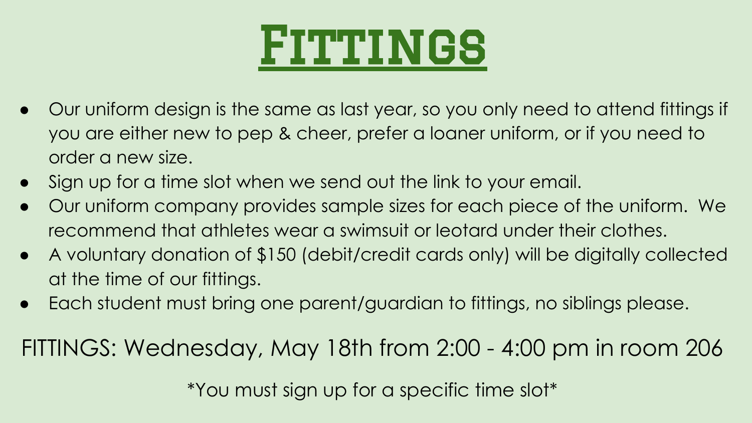# Fittings

- Our uniform design is the same as last year, so you only need to attend fittings if you are either new to pep & cheer, prefer a loaner uniform, or if you need to order a new size.
- Sign up for a time slot when we send out the link to your email.
- Our uniform company provides sample sizes for each piece of the uniform. We recommend that athletes wear a swimsuit or leotard under their clothes.
- A voluntary donation of $150 (debit/credit cards only) will be digitally collected at the time of our fittings.
- Each student must bring one parent/guardian to fittings, no siblings please.

FITTINGS: Wednesday, May 18th from 2:00 - 4:00 pm in room 206

*You must sign up for a specific time slot*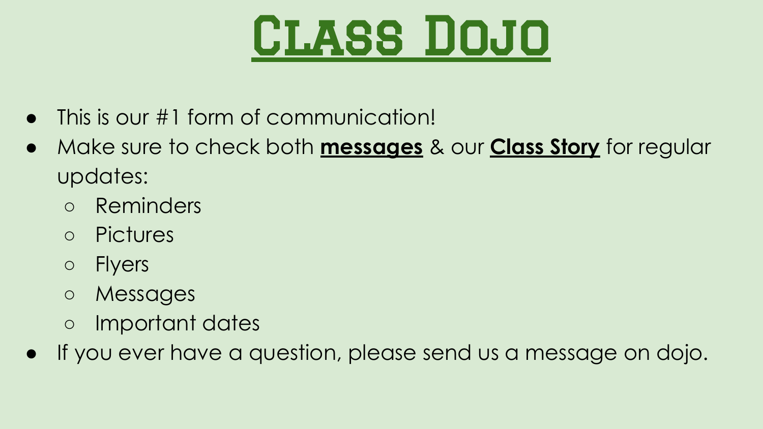# Class Dojo

- This is our #1 form of communication!
- Make sure to check both **messages** & our **Class Story** for regular updates:
  - Reminders
  - Pictures
  - Flyers
  - Messages
  - Important dates
- If you ever have a question, please send us a message on dojo.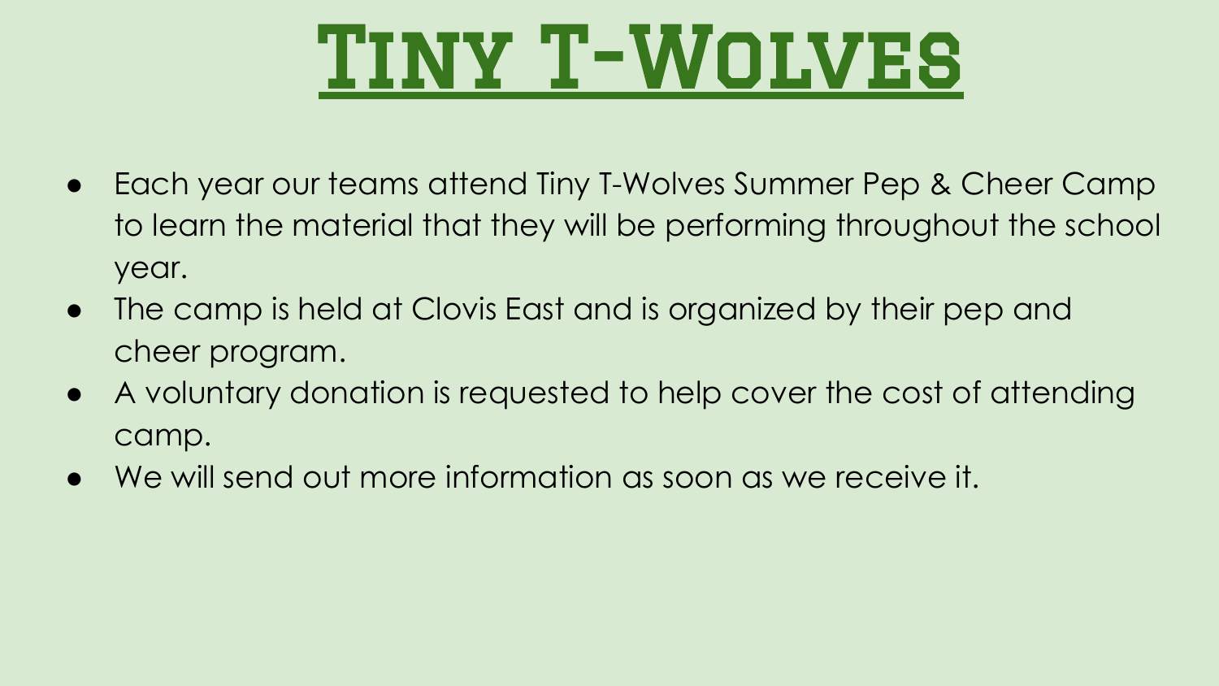# Tiny T-Wolves

- Each year our teams attend Tiny T-Wolves Summer Pep & Cheer Camp to learn the material that they will be performing throughout the school year.
- The camp is held at Clovis East and is organized by their pep and cheer program.
- A voluntary donation is requested to help cover the cost of attending camp.
- We will send out more information as soon as we receive it.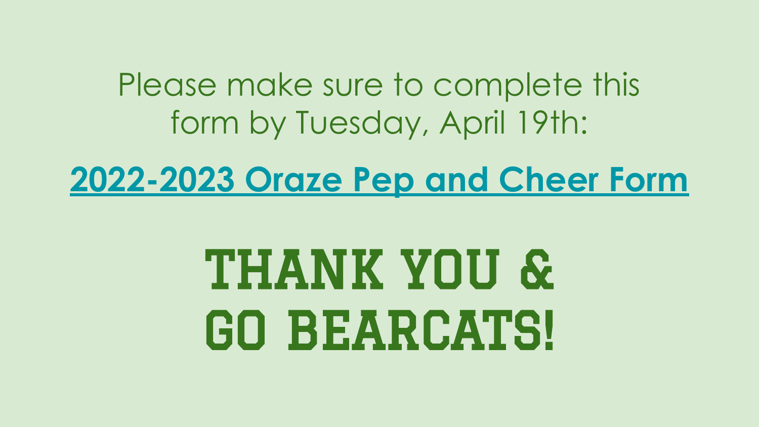Please make sure to complete this form by Tuesday, April 19th:

**2022-2023 Oraze Pep and Cheer Form**

# THANK YOU & GO BEARCATS!